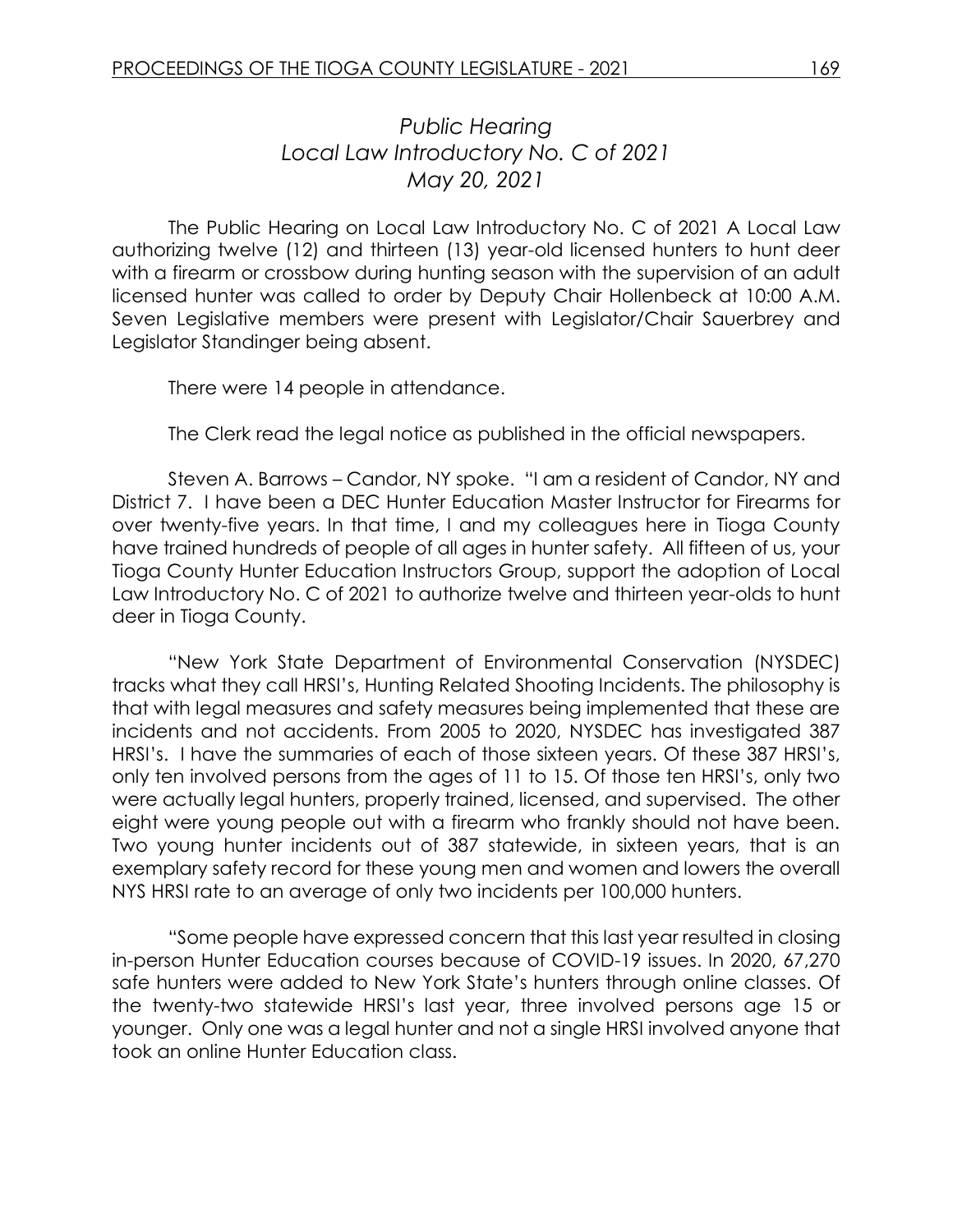*Public Hearing*
*Local Law Introductory No. C of 2021*
*May 20, 2021*

The Public Hearing on Local Law Introductory No. C of 2021 A Local Law authorizing twelve (12) and thirteen (13) year-old licensed hunters to hunt deer with a firearm or crossbow during hunting season with the supervision of an adult licensed hunter was called to order by Deputy Chair Hollenbeck at 10:00 A.M. Seven Legislative members were present with Legislator/Chair Sauerbrey and Legislator Standinger being absent.

There were 14 people in attendance.

The Clerk read the legal notice as published in the official newspapers.

Steven A. Barrows – Candor, NY spoke. "I am a resident of Candor, NY and District 7. I have been a DEC Hunter Education Master Instructor for Firearms for over twenty-five years. In that time, I and my colleagues here in Tioga County have trained hundreds of people of all ages in hunter safety. All fifteen of us, your Tioga County Hunter Education Instructors Group, support the adoption of Local Law Introductory No. C of 2021 to authorize twelve and thirteen year-olds to hunt deer in Tioga County.

"New York State Department of Environmental Conservation (NYSDEC) tracks what they call HRSI's, Hunting Related Shooting Incidents. The philosophy is that with legal measures and safety measures being implemented that these are incidents and not accidents. From 2005 to 2020, NYSDEC has investigated 387 HRSI's. I have the summaries of each of those sixteen years. Of these 387 HRSI's, only ten involved persons from the ages of 11 to 15. Of those ten HRSI's, only two were actually legal hunters, properly trained, licensed, and supervised. The other eight were young people out with a firearm who frankly should not have been. Two young hunter incidents out of 387 statewide, in sixteen years, that is an exemplary safety record for these young men and women and lowers the overall NYS HRSI rate to an average of only two incidents per 100,000 hunters.

"Some people have expressed concern that this last year resulted in closing in-person Hunter Education courses because of COVID-19 issues. In 2020, 67,270 safe hunters were added to New York State's hunters through online classes. Of the twenty-two statewide HRSI's last year, three involved persons age 15 or younger. Only one was a legal hunter and not a single HRSI involved anyone that took an online Hunter Education class.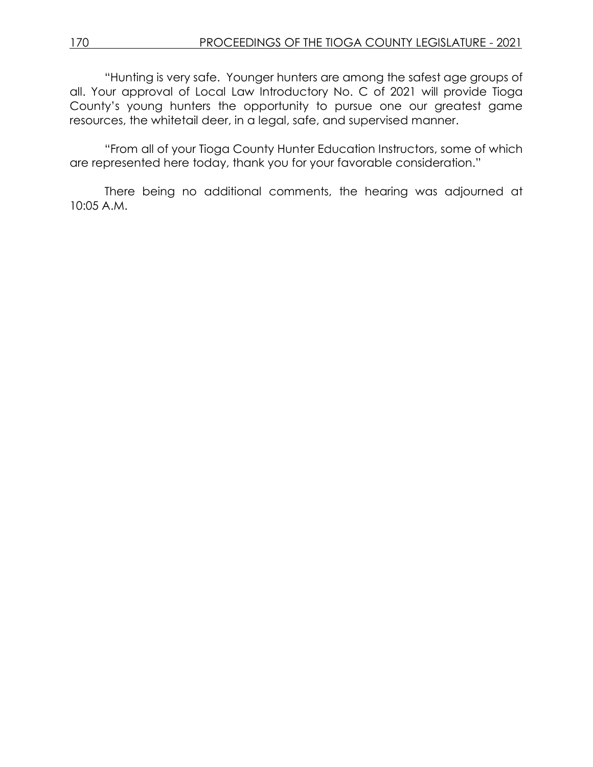"Hunting is very safe. Younger hunters are among the safest age groups of all. Your approval of Local Law Introductory No. C of 2021 will provide Tioga County's young hunters the opportunity to pursue one our greatest game resources, the whitetail deer, in a legal, safe, and supervised manner.

"From all of your Tioga County Hunter Education Instructors, some of which are represented here today, thank you for your favorable consideration."

There being no additional comments, the hearing was adjourned at 10:05 A.M.